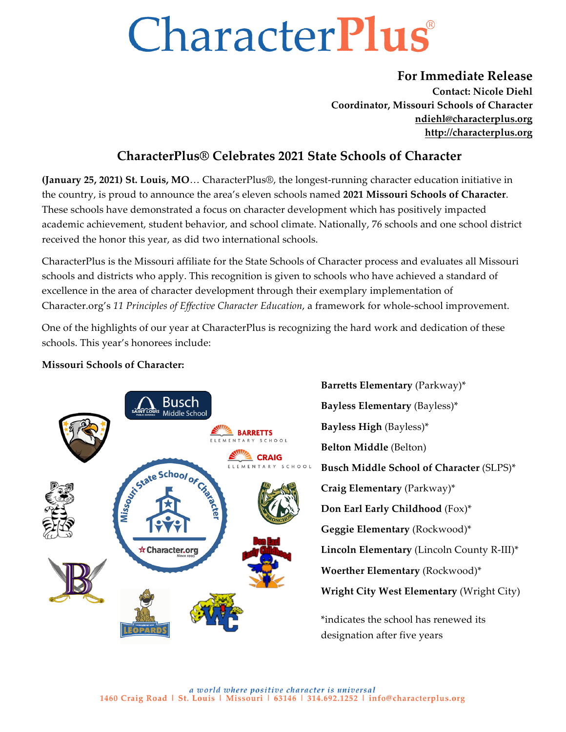# CharacterPlus®

**For Immediate Release**
**Contact: Nicole Diehl**
**Coordinator, Missouri Schools of Character**
**ndiehl@characterplus.org**
**http://characterplus.org**

## CharacterPlus® Celebrates 2021 State Schools of Character

**(January 25, 2021) St. Louis, MO**… CharacterPlus®, the longest-running character education initiative in the country, is proud to announce the area's eleven schools named **2021 Missouri Schools of Character**. These schools have demonstrated a focus on character development which has positively impacted academic achievement, student behavior, and school climate. Nationally, 76 schools and one school district received the honor this year, as did two international schools.

CharacterPlus is the Missouri affiliate for the State Schools of Character process and evaluates all Missouri schools and districts who apply. This recognition is given to schools who have achieved a standard of excellence in the area of character development through their exemplary implementation of Character.org's *11 Principles of Effective Character Education*, a framework for whole-school improvement.

One of the highlights of our year at CharacterPlus is recognizing the hard work and dedication of these schools. This year's honorees include:

**Missouri Schools of Character:**

**Barretts Elementary** (Parkway)*

**Bayless Elementary** (Bayless)*

**Bayless High** (Bayless)*

**Belton Middle** (Belton)

**Busch Middle School of Character** (SLPS)*

**Craig Elementary** (Parkway)*

**Don Earl Early Childhood** (Fox)*

**Geggie Elementary** (Rockwood)*

**Lincoln Elementary** (Lincoln County R-III)*

**Woerther Elementary** (Rockwood)*

**Wright City West Elementary** (Wright City)

*indicates the school has renewed its designation after five years

*a world where positive character is universal*
1460 Craig Road | St. Louis | Missouri | 63146 | 314.692.1252 | info@characterplus.org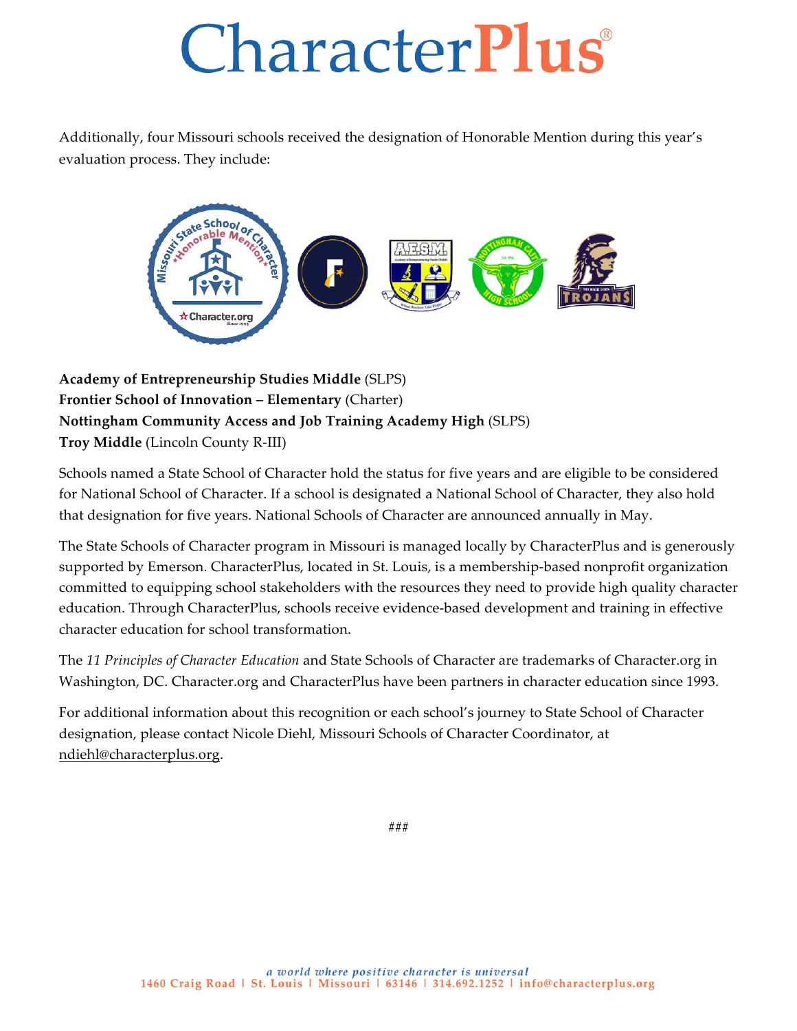Additionally, four Missouri schools received the designation of Honorable Mention during this year's evaluation process. They include:

**Academy of Entrepreneurship Studies Middle** (SLPS)
**Frontier School of Innovation – Elementary** (Charter)
**Nottingham Community Access and Job Training Academy High** (SLPS)
**Troy Middle** (Lincoln County R-III)

Schools named a State School of Character hold the status for five years and are eligible to be considered for National School of Character. If a school is designated a National School of Character, they also hold that designation for five years. National Schools of Character are announced annually in May.

The State Schools of Character program in Missouri is managed locally by CharacterPlus and is generously supported by Emerson. CharacterPlus, located in St. Louis, is a membership-based nonprofit organization committed to equipping school stakeholders with the resources they need to provide high quality character education. Through CharacterPlus, schools receive evidence-based development and training in effective character education for school transformation.

The *11 Principles of Character Education* and State Schools of Character are trademarks of Character.org in Washington, DC. Character.org and CharacterPlus have been partners in character education since 1993.

For additional information about this recognition or each school's journey to State School of Character designation, please contact Nicole Diehl, Missouri Schools of Character Coordinator, at ndiehl@characterplus.org.

###